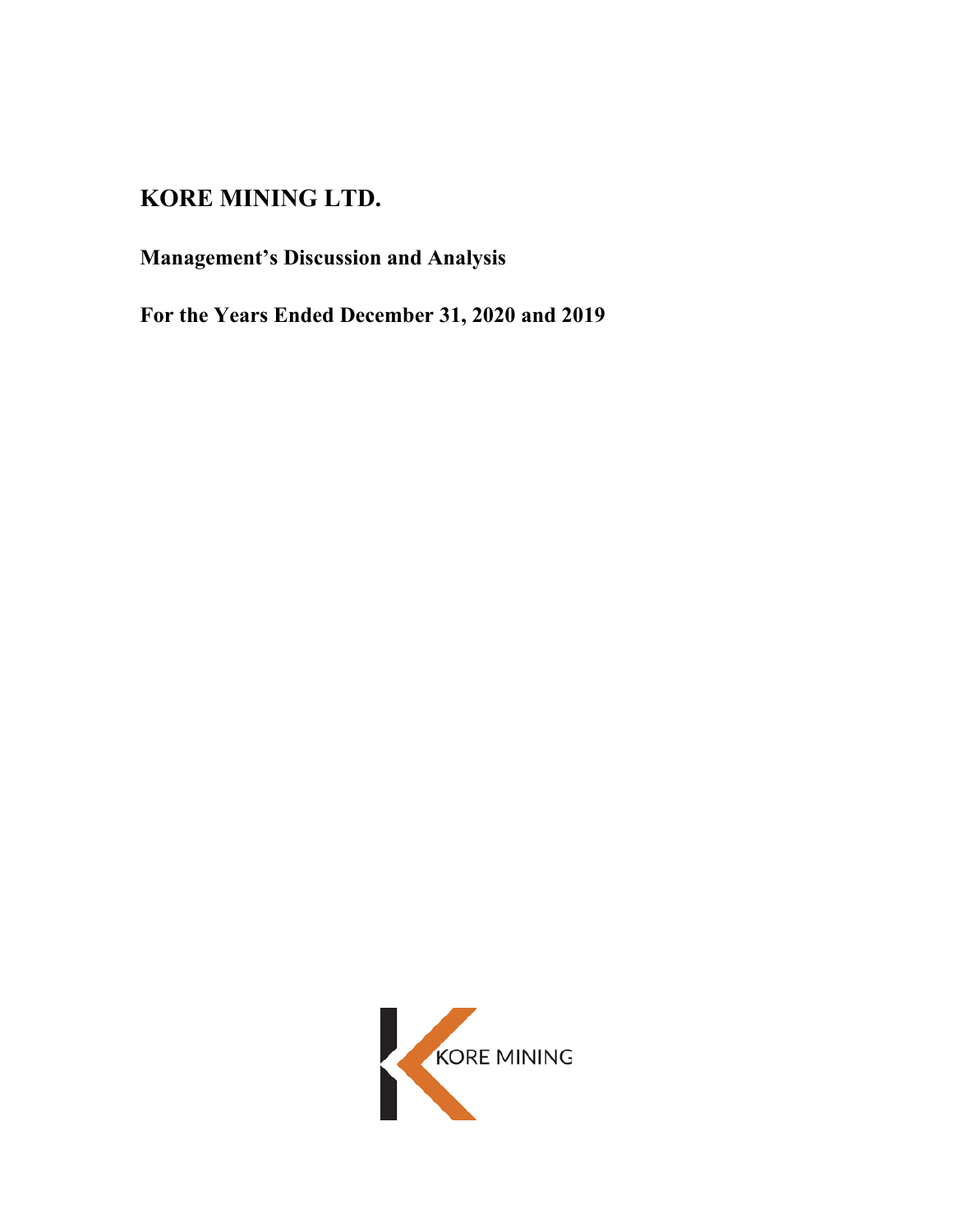# KORE MINING LTD.

## Management's Discussion and Analysis

## For the Years Ended December 31, 2020 and 2019

KORE MINING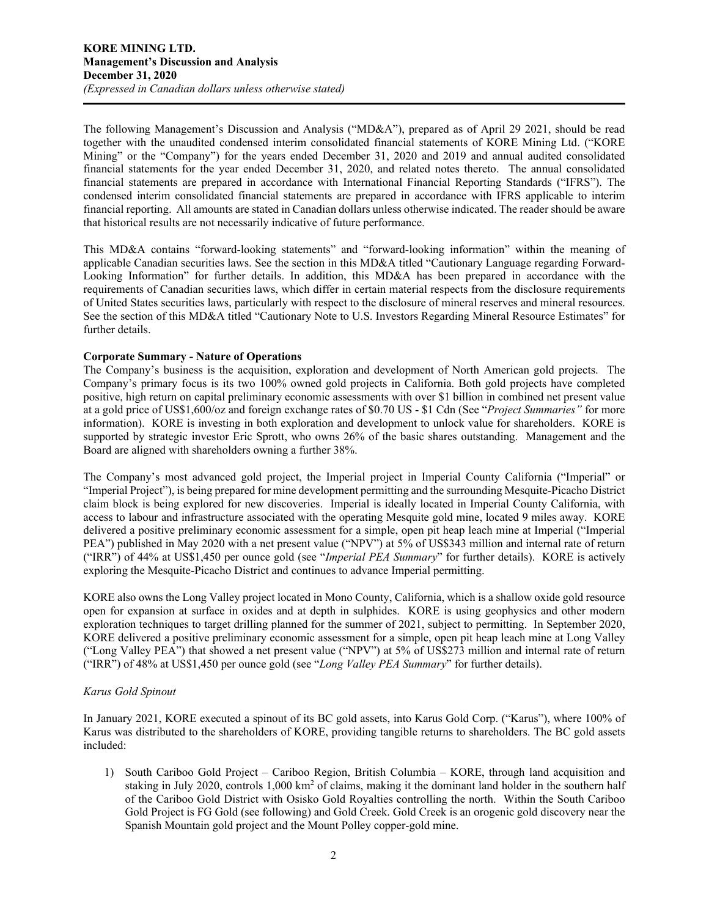The following Management's Discussion and Analysis ("MD&A"), prepared as of April 29 2021, should be read together with the unaudited condensed interim consolidated financial statements of KORE Mining Ltd. ("KORE Mining" or the "Company") for the years ended December 31, 2020 and 2019 and annual audited consolidated financial statements for the year ended December 31, 2020, and related notes thereto. The annual consolidated financial statements are prepared in accordance with International Financial Reporting Standards ("IFRS"). The condensed interim consolidated financial statements are prepared in accordance with IFRS applicable to interim financial reporting. All amounts are stated in Canadian dollars unless otherwise indicated. The reader should be aware that historical results are not necessarily indicative of future performance.

This MD&A contains "forward-looking statements" and "forward-looking information" within the meaning of applicable Canadian securities laws. See the section in this MD&A titled "Cautionary Language regarding Forward-Looking Information" for further details. In addition, this MD&A has been prepared in accordance with the requirements of Canadian securities laws, which differ in certain material respects from the disclosure requirements of United States securities laws, particularly with respect to the disclosure of mineral reserves and mineral resources. See the section of this MD&A titled "Cautionary Note to U.S. Investors Regarding Mineral Resource Estimates" for further details.

**Corporate Summary - Nature of Operations**

The Company's business is the acquisition, exploration and development of North American gold projects. The Company's primary focus is its two 100% owned gold projects in California. Both gold projects have completed positive, high return on capital preliminary economic assessments with over $1 billion in combined net present value at a gold price of US$1,600/oz and foreign exchange rates of $0.70 US - $1 Cdn (See "*Project Summaries"* for more information). KORE is investing in both exploration and development to unlock value for shareholders. KORE is supported by strategic investor Eric Sprott, who owns 26% of the basic shares outstanding. Management and the Board are aligned with shareholders owning a further 38%.

The Company's most advanced gold project, the Imperial project in Imperial County California ("Imperial" or "Imperial Project"), is being prepared for mine development permitting and the surrounding Mesquite-Picacho District claim block is being explored for new discoveries. Imperial is ideally located in Imperial County California, with access to labour and infrastructure associated with the operating Mesquite gold mine, located 9 miles away. KORE delivered a positive preliminary economic assessment for a simple, open pit heap leach mine at Imperial ("Imperial PEA") published in May 2020 with a net present value ("NPV") at 5% of US$343 million and internal rate of return ("IRR") of 44% at US$1,450 per ounce gold (see "*Imperial PEA Summary*" for further details). KORE is actively exploring the Mesquite-Picacho District and continues to advance Imperial permitting.

KORE also owns the Long Valley project located in Mono County, California, which is a shallow oxide gold resource open for expansion at surface in oxides and at depth in sulphides. KORE is using geophysics and other modern exploration techniques to target drilling planned for the summer of 2021, subject to permitting. In September 2020, KORE delivered a positive preliminary economic assessment for a simple, open pit heap leach mine at Long Valley ("Long Valley PEA") that showed a net present value ("NPV") at 5% of US$273 million and internal rate of return ("IRR") of 48% at US$1,450 per ounce gold (see "*Long Valley PEA Summary*" for further details).

*Karus Gold Spinout*

In January 2021, KORE executed a spinout of its BC gold assets, into Karus Gold Corp. ("Karus"), where 100% of Karus was distributed to the shareholders of KORE, providing tangible returns to shareholders. The BC gold assets included:

1) South Cariboo Gold Project – Cariboo Region, British Columbia – KORE, through land acquisition and staking in July 2020, controls 1,000 $km^2$ of claims, making it the dominant land holder in the southern half of the Cariboo Gold District with Osisko Gold Royalties controlling the north. Within the South Cariboo Gold Project is FG Gold (see following) and Gold Creek. Gold Creek is an orogenic gold discovery near the Spanish Mountain gold project and the Mount Polley copper-gold mine.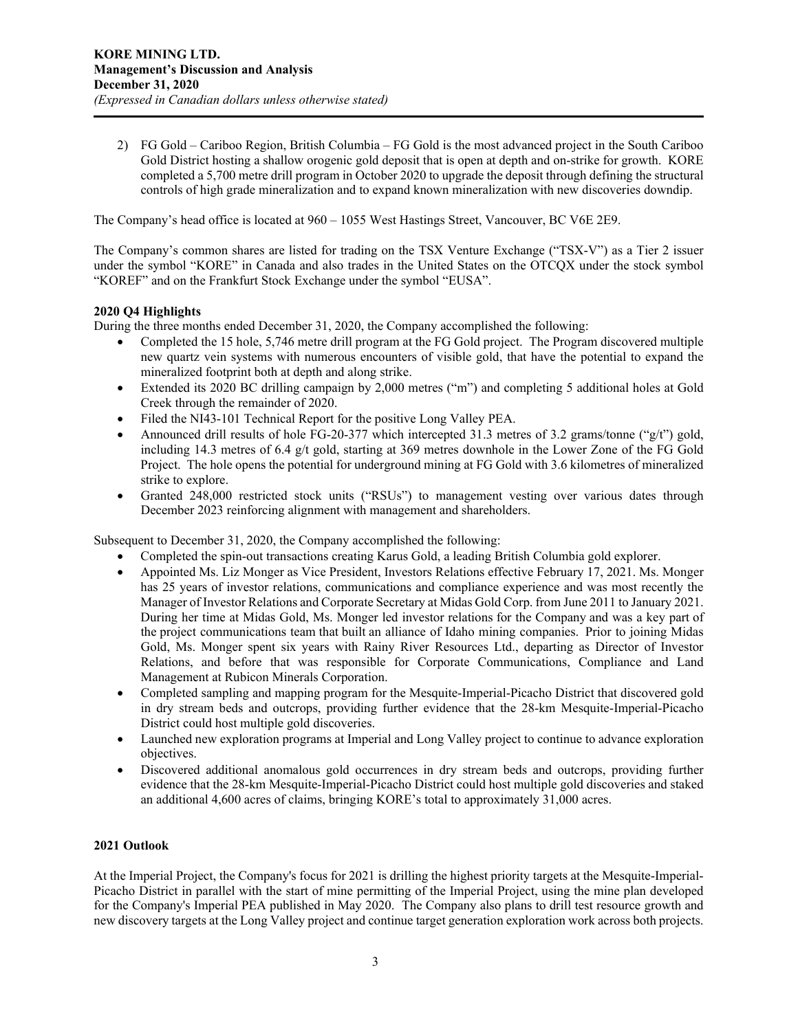2) FG Gold – Cariboo Region, British Columbia – FG Gold is the most advanced project in the South Cariboo Gold District hosting a shallow orogenic gold deposit that is open at depth and on-strike for growth. KORE completed a 5,700 metre drill program in October 2020 to upgrade the deposit through defining the structural controls of high grade mineralization and to expand known mineralization with new discoveries downdip.

The Company's head office is located at 960 – 1055 West Hastings Street, Vancouver, BC V6E 2E9.

The Company's common shares are listed for trading on the TSX Venture Exchange ("TSX-V") as a Tier 2 issuer under the symbol "KORE" in Canada and also trades in the United States on the OTCQX under the stock symbol "KOREF" and on the Frankfurt Stock Exchange under the symbol "EUSA".

**2020 Q4 Highlights**

During the three months ended December 31, 2020, the Company accomplished the following:

- Completed the 15 hole, 5,746 metre drill program at the FG Gold project. The Program discovered multiple new quartz vein systems with numerous encounters of visible gold, that have the potential to expand the mineralized footprint both at depth and along strike.
- Extended its 2020 BC drilling campaign by 2,000 metres ("m") and completing 5 additional holes at Gold Creek through the remainder of 2020.
- Filed the NI43-101 Technical Report for the positive Long Valley PEA.
- Announced drill results of hole FG-20-377 which intercepted 31.3 metres of 3.2 grams/tonne ("g/t") gold, including 14.3 metres of 6.4 g/t gold, starting at 369 metres downhole in the Lower Zone of the FG Gold Project. The hole opens the potential for underground mining at FG Gold with 3.6 kilometres of mineralized strike to explore.
- Granted 248,000 restricted stock units ("RSUs") to management vesting over various dates through December 2023 reinforcing alignment with management and shareholders.

Subsequent to December 31, 2020, the Company accomplished the following:

- Completed the spin-out transactions creating Karus Gold, a leading British Columbia gold explorer.
- Appointed Ms. Liz Monger as Vice President, Investors Relations effective February 17, 2021. Ms. Monger has 25 years of investor relations, communications and compliance experience and was most recently the Manager of Investor Relations and Corporate Secretary at Midas Gold Corp. from June 2011 to January 2021. During her time at Midas Gold, Ms. Monger led investor relations for the Company and was a key part of the project communications team that built an alliance of Idaho mining companies. Prior to joining Midas Gold, Ms. Monger spent six years with Rainy River Resources Ltd., departing as Director of Investor Relations, and before that was responsible for Corporate Communications, Compliance and Land Management at Rubicon Minerals Corporation.
- Completed sampling and mapping program for the Mesquite-Imperial-Picacho District that discovered gold in dry stream beds and outcrops, providing further evidence that the 28-km Mesquite-Imperial-Picacho District could host multiple gold discoveries.
- Launched new exploration programs at Imperial and Long Valley project to continue to advance exploration objectives.
- Discovered additional anomalous gold occurrences in dry stream beds and outcrops, providing further evidence that the 28-km Mesquite-Imperial-Picacho District could host multiple gold discoveries and staked an additional 4,600 acres of claims, bringing KORE's total to approximately 31,000 acres.

**2021 Outlook**

At the Imperial Project, the Company's focus for 2021 is drilling the highest priority targets at the Mesquite-Imperial-Picacho District in parallel with the start of mine permitting of the Imperial Project, using the mine plan developed for the Company's Imperial PEA published in May 2020. The Company also plans to drill test resource growth and new discovery targets at the Long Valley project and continue target generation exploration work across both projects.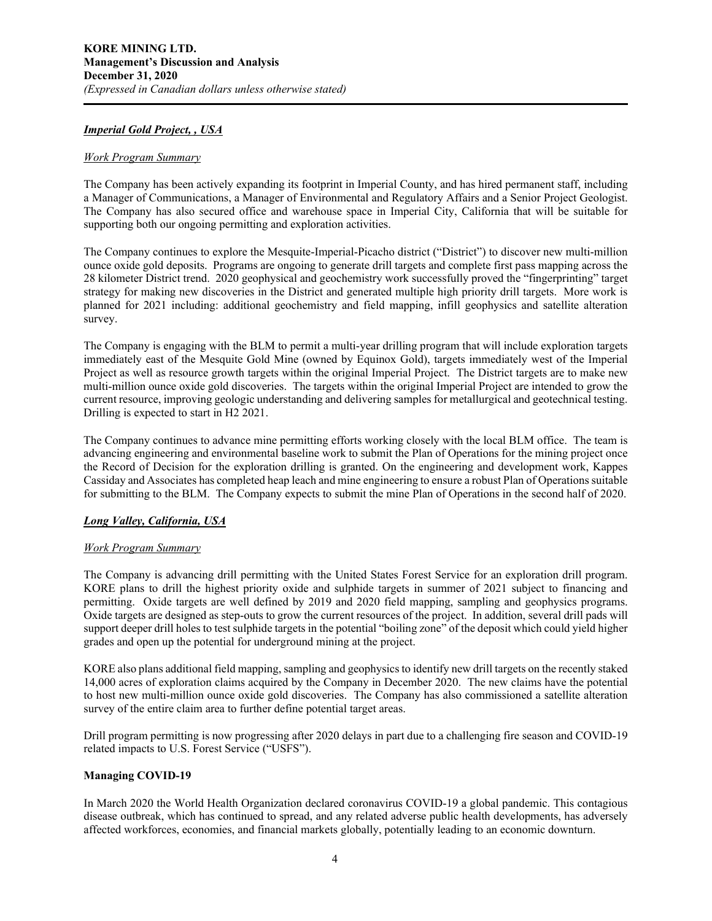### ***Imperial Gold Project, , USA***

*Work Program Summary*

The Company has been actively expanding its footprint in Imperial County, and has hired permanent staff, including a Manager of Communications, a Manager of Environmental and Regulatory Affairs and a Senior Project Geologist. The Company has also secured office and warehouse space in Imperial City, California that will be suitable for supporting both our ongoing permitting and exploration activities.

The Company continues to explore the Mesquite-Imperial-Picacho district ("District") to discover new multi-million ounce oxide gold deposits. Programs are ongoing to generate drill targets and complete first pass mapping across the 28 kilometer District trend. 2020 geophysical and geochemistry work successfully proved the "fingerprinting" target strategy for making new discoveries in the District and generated multiple high priority drill targets. More work is planned for 2021 including: additional geochemistry and field mapping, infill geophysics and satellite alteration survey.

The Company is engaging with the BLM to permit a multi-year drilling program that will include exploration targets immediately east of the Mesquite Gold Mine (owned by Equinox Gold), targets immediately west of the Imperial Project as well as resource growth targets within the original Imperial Project. The District targets are to make new multi-million ounce oxide gold discoveries. The targets within the original Imperial Project are intended to grow the current resource, improving geologic understanding and delivering samples for metallurgical and geotechnical testing. Drilling is expected to start in H2 2021.

The Company continues to advance mine permitting efforts working closely with the local BLM office. The team is advancing engineering and environmental baseline work to submit the Plan of Operations for the mining project once the Record of Decision for the exploration drilling is granted. On the engineering and development work, Kappes Cassiday and Associates has completed heap leach and mine engineering to ensure a robust Plan of Operations suitable for submitting to the BLM. The Company expects to submit the mine Plan of Operations in the second half of 2020.

### ***Long Valley, California, USA***

*Work Program Summary*

The Company is advancing drill permitting with the United States Forest Service for an exploration drill program. KORE plans to drill the highest priority oxide and sulphide targets in summer of 2021 subject to financing and permitting. Oxide targets are well defined by 2019 and 2020 field mapping, sampling and geophysics programs. Oxide targets are designed as step-outs to grow the current resources of the project. In addition, several drill pads will support deeper drill holes to test sulphide targets in the potential "boiling zone" of the deposit which could yield higher grades and open up the potential for underground mining at the project.

KORE also plans additional field mapping, sampling and geophysics to identify new drill targets on the recently staked 14,000 acres of exploration claims acquired by the Company in December 2020. The new claims have the potential to host new multi-million ounce oxide gold discoveries. The Company has also commissioned a satellite alteration survey of the entire claim area to further define potential target areas.

Drill program permitting is now progressing after 2020 delays in part due to a challenging fire season and COVID-19 related impacts to U.S. Forest Service ("USFS").

### **Managing COVID-19**

In March 2020 the World Health Organization declared coronavirus COVID-19 a global pandemic. This contagious disease outbreak, which has continued to spread, and any related adverse public health developments, has adversely affected workforces, economies, and financial markets globally, potentially leading to an economic downturn.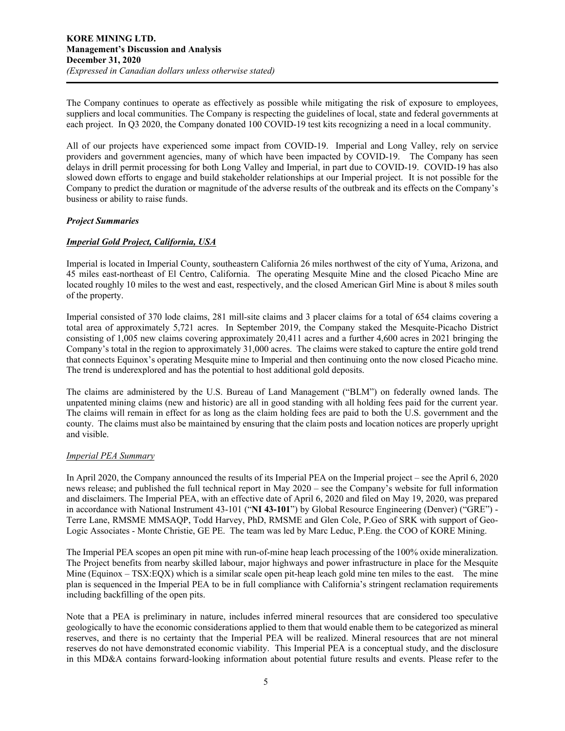The Company continues to operate as effectively as possible while mitigating the risk of exposure to employees, suppliers and local communities. The Company is respecting the guidelines of local, state and federal governments at each project. In Q3 2020, the Company donated 100 COVID-19 test kits recognizing a need in a local community.

All of our projects have experienced some impact from COVID-19. Imperial and Long Valley, rely on service providers and government agencies, many of which have been impacted by COVID-19. The Company has seen delays in drill permit processing for both Long Valley and Imperial, in part due to COVID-19. COVID-19 has also slowed down efforts to engage and build stakeholder relationships at our Imperial project. It is not possible for the Company to predict the duration or magnitude of the adverse results of the outbreak and its effects on the Company's business or ability to raise funds.

### ***Project Summaries***

### ***Imperial Gold Project, California, USA***

Imperial is located in Imperial County, southeastern California 26 miles northwest of the city of Yuma, Arizona, and 45 miles east-northeast of El Centro, California. The operating Mesquite Mine and the closed Picacho Mine are located roughly 10 miles to the west and east, respectively, and the closed American Girl Mine is about 8 miles south of the property.

Imperial consisted of 370 lode claims, 281 mill-site claims and 3 placer claims for a total of 654 claims covering a total area of approximately 5,721 acres. In September 2019, the Company staked the Mesquite-Picacho District consisting of 1,005 new claims covering approximately 20,411 acres and a further 4,600 acres in 2021 bringing the Company's total in the region to approximately 31,000 acres. The claims were staked to capture the entire gold trend that connects Equinox's operating Mesquite mine to Imperial and then continuing onto the now closed Picacho mine. The trend is underexplored and has the potential to host additional gold deposits.

The claims are administered by the U.S. Bureau of Land Management ("BLM") on federally owned lands. The unpatented mining claims (new and historic) are all in good standing with all holding fees paid for the current year. The claims will remain in effect for as long as the claim holding fees are paid to both the U.S. government and the county. The claims must also be maintained by ensuring that the claim posts and location notices are properly upright and visible.

#### *Imperial PEA Summary*

In April 2020, the Company announced the results of its Imperial PEA on the Imperial project – see the April 6, 2020 news release; and published the full technical report in May 2020 – see the Company's website for full information and disclaimers. The Imperial PEA, with an effective date of April 6, 2020 and filed on May 19, 2020, was prepared in accordance with National Instrument 43-101 ("**NI 43-101**") by Global Resource Engineering (Denver) ("GRE") - Terre Lane, RMSME MMSAQP, Todd Harvey, PhD, RMSME and Glen Cole, P.Geo of SRK with support of Geo-Logic Associates - Monte Christie, GE PE. The team was led by Marc Leduc, P.Eng. the COO of KORE Mining.

The Imperial PEA scopes an open pit mine with run-of-mine heap leach processing of the 100% oxide mineralization. The Project benefits from nearby skilled labour, major highways and power infrastructure in place for the Mesquite Mine (Equinox – TSX:EQX) which is a similar scale open pit-heap leach gold mine ten miles to the east. The mine plan is sequenced in the Imperial PEA to be in full compliance with California's stringent reclamation requirements including backfilling of the open pits.

Note that a PEA is preliminary in nature, includes inferred mineral resources that are considered too speculative geologically to have the economic considerations applied to them that would enable them to be categorized as mineral reserves, and there is no certainty that the Imperial PEA will be realized. Mineral resources that are not mineral reserves do not have demonstrated economic viability. This Imperial PEA is a conceptual study, and the disclosure in this MD&A contains forward-looking information about potential future results and events. Please refer to the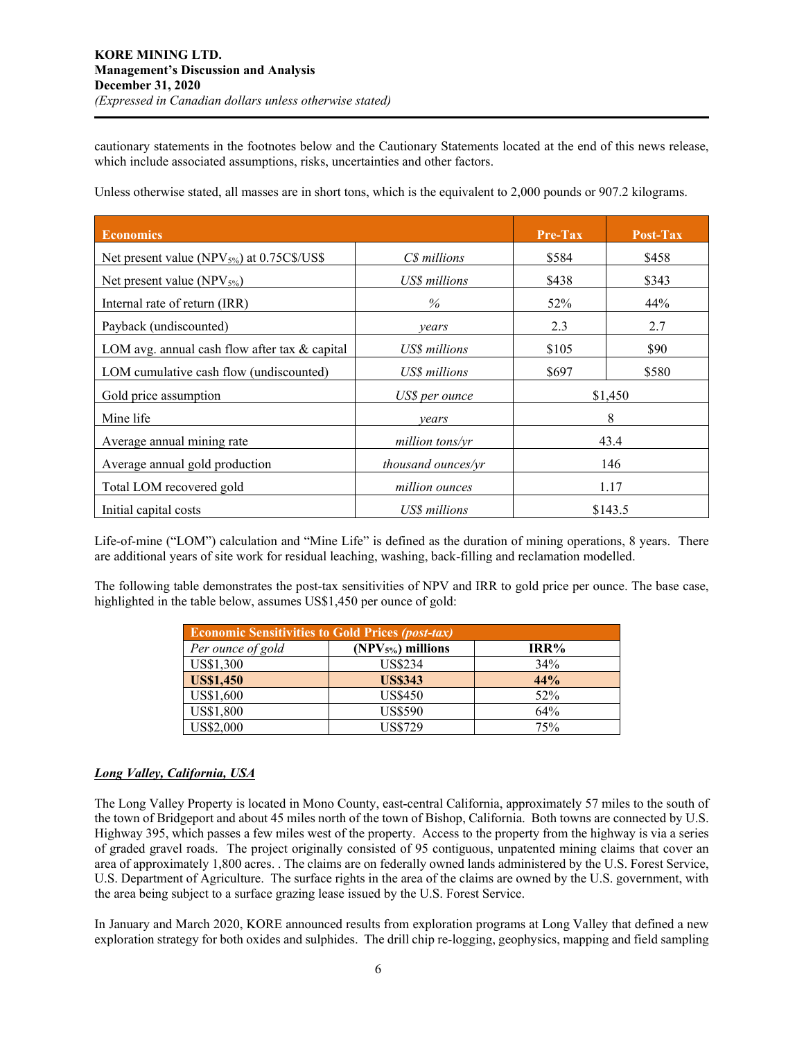cautionary statements in the footnotes below and the Cautionary Statements located at the end of this news release, which include associated assumptions, risks, uncertainties and other factors.

Unless otherwise stated, all masses are in short tons, which is the equivalent to 2,000 pounds or 907.2 kilograms.

| **Economics** | | **Pre-Tax** | **Post-Tax** |
|---|---|---|---|
| Net present value ($NPV_{5\%}$) at 0.75C$/US$ | *C$ millions* | $584 | $458 |
| Net present value ($NPV_{5\%}$) | *US$ millions* | $438 | $343 |
| Internal rate of return (IRR) | *%* | 52% | 44% |
| Payback (undiscounted) | *years* | 2.3 | 2.7 |
| LOM avg. annual cash flow after tax & capital | *US$ millions* | $105 | $90 |
| LOM cumulative cash flow (undiscounted) | *US$ millions* | $697 | $580 |
| Gold price assumption | *US$ per ounce* | $1,450 | |
| Mine life | *years* | 8 | |
| Average annual mining rate | *million tons/yr* | 43.4 | |
| Average annual gold production | *thousand ounces/yr* | 146 | |
| Total LOM recovered gold | *million ounces* | 1.17 | |
| Initial capital costs | *US$ millions* | $143.5 | |

Life-of-mine ("LOM") calculation and "Mine Life" is defined as the duration of mining operations, 8 years. There are additional years of site work for residual leaching, washing, back-filling and reclamation modelled.

The following table demonstrates the post-tax sensitivities of NPV and IRR to gold price per ounce. The base case, highlighted in the table below, assumes US$1,450 per ounce of gold:

| **Economic Sensitivities to Gold Prices *(post-tax)*** | | |
|---|---|---|
| *Per ounce of gold* | **($NPV_{5\%}$) millions** | **IRR%** |
| US$1,300 | US$234 | 34% |
| **US$1,450** | **US$343** | **44%** |
| US$1,600 | US$450 | 52% |
| US$1,800 | US$590 | 64% |
| US$2,000 | US$729 | 75% |

***Long Valley, California, USA***

The Long Valley Property is located in Mono County, east-central California, approximately 57 miles to the south of the town of Bridgeport and about 45 miles north of the town of Bishop, California. Both towns are connected by U.S. Highway 395, which passes a few miles west of the property. Access to the property from the highway is via a series of graded gravel roads. The project originally consisted of 95 contiguous, unpatented mining claims that cover an area of approximately 1,800 acres. . The claims are on federally owned lands administered by the U.S. Forest Service, U.S. Department of Agriculture. The surface rights in the area of the claims are owned by the U.S. government, with the area being subject to a surface grazing lease issued by the U.S. Forest Service.

In January and March 2020, KORE announced results from exploration programs at Long Valley that defined a new exploration strategy for both oxides and sulphides. The drill chip re-logging, geophysics, mapping and field sampling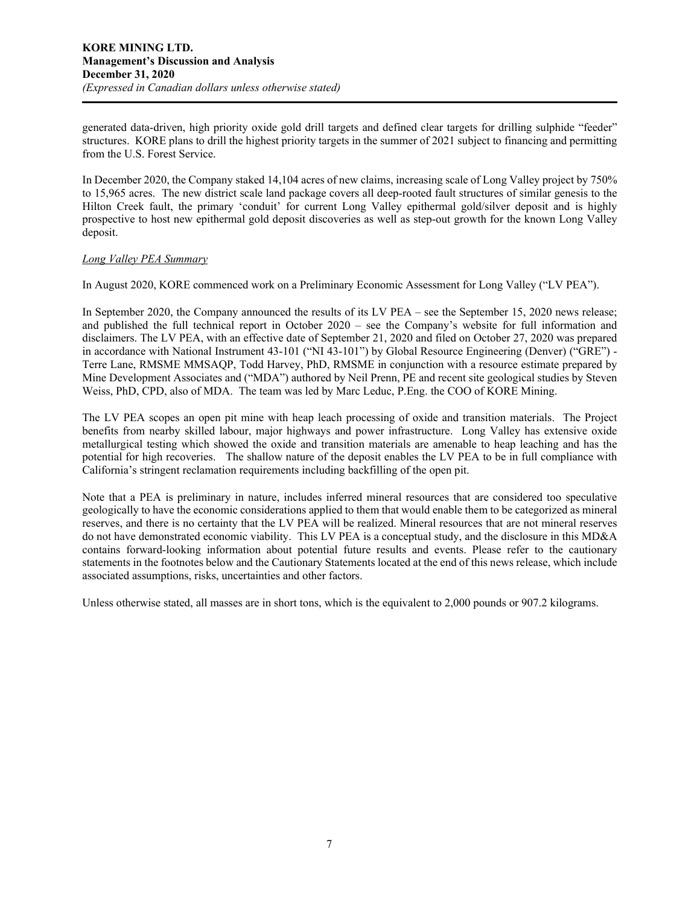generated data-driven, high priority oxide gold drill targets and defined clear targets for drilling sulphide "feeder" structures. KORE plans to drill the highest priority targets in the summer of 2021 subject to financing and permitting from the U.S. Forest Service.

In December 2020, the Company staked 14,104 acres of new claims, increasing scale of Long Valley project by 750% to 15,965 acres. The new district scale land package covers all deep-rooted fault structures of similar genesis to the Hilton Creek fault, the primary 'conduit' for current Long Valley epithermal gold/silver deposit and is highly prospective to host new epithermal gold deposit discoveries as well as step-out growth for the known Long Valley deposit.

*Long Valley PEA Summary*

In August 2020, KORE commenced work on a Preliminary Economic Assessment for Long Valley ("LV PEA").

In September 2020, the Company announced the results of its LV PEA – see the September 15, 2020 news release; and published the full technical report in October 2020 – see the Company's website for full information and disclaimers. The LV PEA, with an effective date of September 21, 2020 and filed on October 27, 2020 was prepared in accordance with National Instrument 43-101 ("NI 43-101") by Global Resource Engineering (Denver) ("GRE") - Terre Lane, RMSME MMSAQP, Todd Harvey, PhD, RMSME in conjunction with a resource estimate prepared by Mine Development Associates and ("MDA") authored by Neil Prenn, PE and recent site geological studies by Steven Weiss, PhD, CPD, also of MDA. The team was led by Marc Leduc, P.Eng. the COO of KORE Mining.

The LV PEA scopes an open pit mine with heap leach processing of oxide and transition materials. The Project benefits from nearby skilled labour, major highways and power infrastructure. Long Valley has extensive oxide metallurgical testing which showed the oxide and transition materials are amenable to heap leaching and has the potential for high recoveries. The shallow nature of the deposit enables the LV PEA to be in full compliance with California's stringent reclamation requirements including backfilling of the open pit.

Note that a PEA is preliminary in nature, includes inferred mineral resources that are considered too speculative geologically to have the economic considerations applied to them that would enable them to be categorized as mineral reserves, and there is no certainty that the LV PEA will be realized. Mineral resources that are not mineral reserves do not have demonstrated economic viability. This LV PEA is a conceptual study, and the disclosure in this MD&A contains forward-looking information about potential future results and events. Please refer to the cautionary statements in the footnotes below and the Cautionary Statements located at the end of this news release, which include associated assumptions, risks, uncertainties and other factors.

Unless otherwise stated, all masses are in short tons, which is the equivalent to 2,000 pounds or 907.2 kilograms.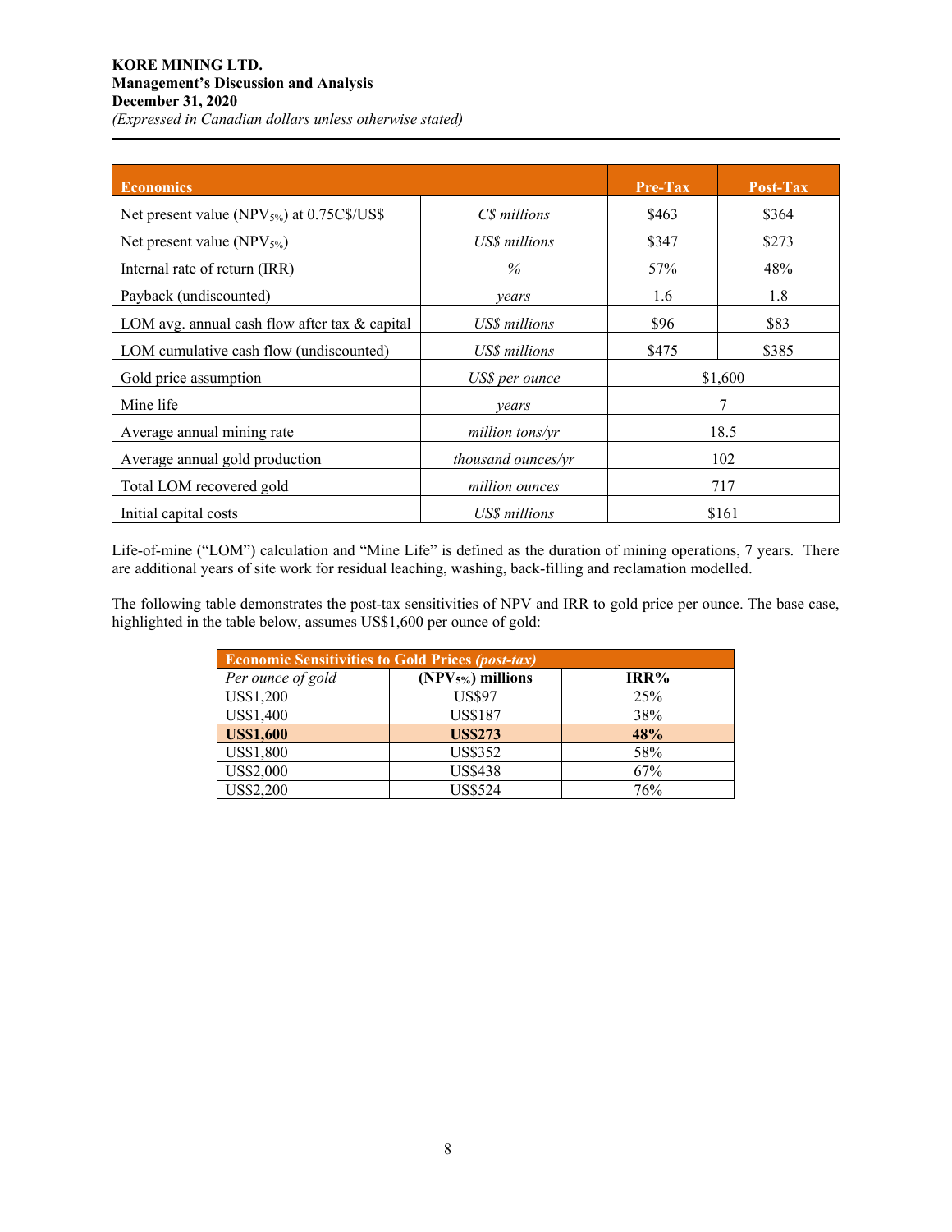| Economics | | Pre-Tax | Post-Tax |
|---|---|---|---|
| Net present value ($NPV_{5\%}$) at 0.75C$/US$ | *C$ millions* | $463 | $364 |
| Net present value ($NPV_{5\%}$) | *US$ millions* | $347 | $273 |
| Internal rate of return (IRR) | *%* | 57% | 48% |
| Payback (undiscounted) | *years* | 1.6 | 1.8 |
| LOM avg. annual cash flow after tax & capital | *US$ millions* | $96 | $83 |
| LOM cumulative cash flow (undiscounted) | *US$ millions* | $475 | $385 |
| Gold price assumption | *US$ per ounce* | $1,600 | |
| Mine life | *years* | 7 | |
| Average annual mining rate | *million tons/yr* | 18.5 | |
| Average annual gold production | *thousand ounces/yr* | 102 | |
| Total LOM recovered gold | *million ounces* | 717 | |
| Initial capital costs | *US$ millions* | $161 | |

Life-of-mine ("LOM") calculation and "Mine Life" is defined as the duration of mining operations, 7 years. There are additional years of site work for residual leaching, washing, back-filling and reclamation modelled.

The following table demonstrates the post-tax sensitivities of NPV and IRR to gold price per ounce. The base case, highlighted in the table below, assumes US$1,600 per ounce of gold:

| Economic Sensitivities to Gold Prices *(post-tax)* | | |
|---|---|---|
| *Per ounce of gold* | **($NPV_{5\%}$) millions** | **IRR%** |
| US$1,200 | US$97 | 25% |
| US$1,400 | US$187 | 38% |
| **US$1,600** | **US$273** | **48%** |
| US$1,800 | US$352 | 58% |
| US$2,000 | US$438 | 67% |
| US$2,200 | US$524 | 76% |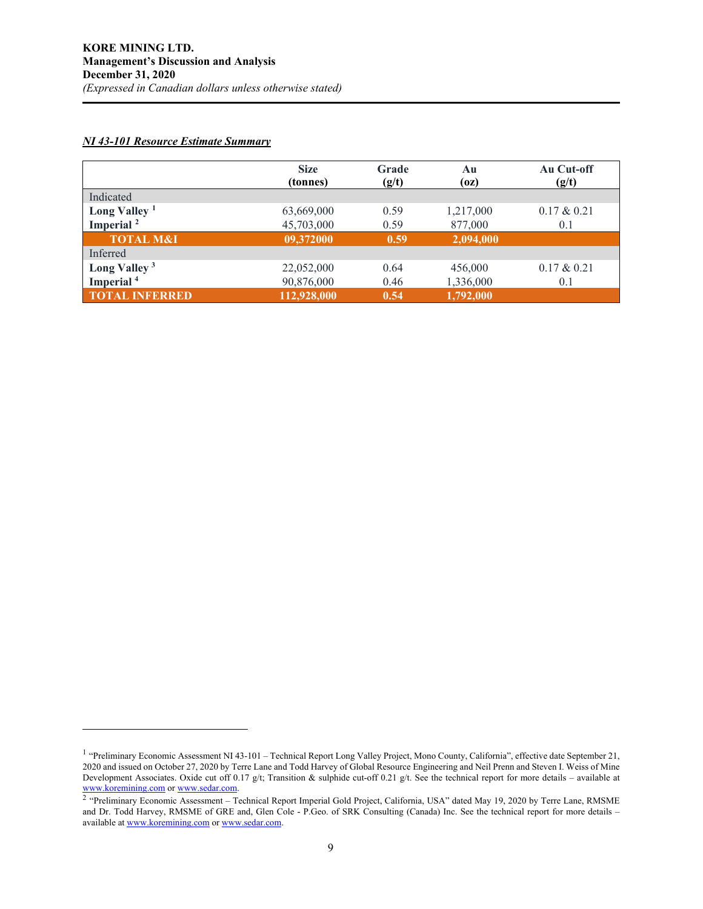***NI 43-101 Resource Estimate Summary***

| | Size (tonnes) | Grade (g/t) | Au (oz) | Au Cut-off (g/t) |
|---|---|---|---|---|
| Indicated | | | | |
| **Long Valley** [1] | 63,669,000 | 0.59 | 1,217,000 | 0.17 & 0.21 |
| **Imperial** [2] | 45,703,000 | 0.59 | 877,000 | 0.1 |
| **TOTAL M&I** | **09,372000** | **0.59** | **2,094,000** | |
| Inferred | | | | |
| **Long Valley** [3] | 22,052,000 | 0.64 | 456,000 | 0.17 & 0.21 |
| **Imperial** [4] | 90,876,000 | 0.46 | 1,336,000 | 0.1 |
| **TOTAL INFERRED** | **112,928,000** | **0.54** | **1,792,000** | |

[1] "Preliminary Economic Assessment NI 43-101 – Technical Report Long Valley Project, Mono County, California", effective date September 21, 2020 and issued on October 27, 2020 by Terre Lane and Todd Harvey of Global Resource Engineering and Neil Prenn and Steven I. Weiss of Mine Development Associates. Oxide cut off 0.17 g/t; Transition & sulphide cut-off 0.21 g/t. See the technical report for more details – available at www.koremining.com or www.sedar.com.

[2] "Preliminary Economic Assessment – Technical Report Imperial Gold Project, California, USA" dated May 19, 2020 by Terre Lane, RMSME and Dr. Todd Harvey, RMSME of GRE and, Glen Cole - P.Geo. of SRK Consulting (Canada) Inc. See the technical report for more details – available at www.koremining.com or www.sedar.com.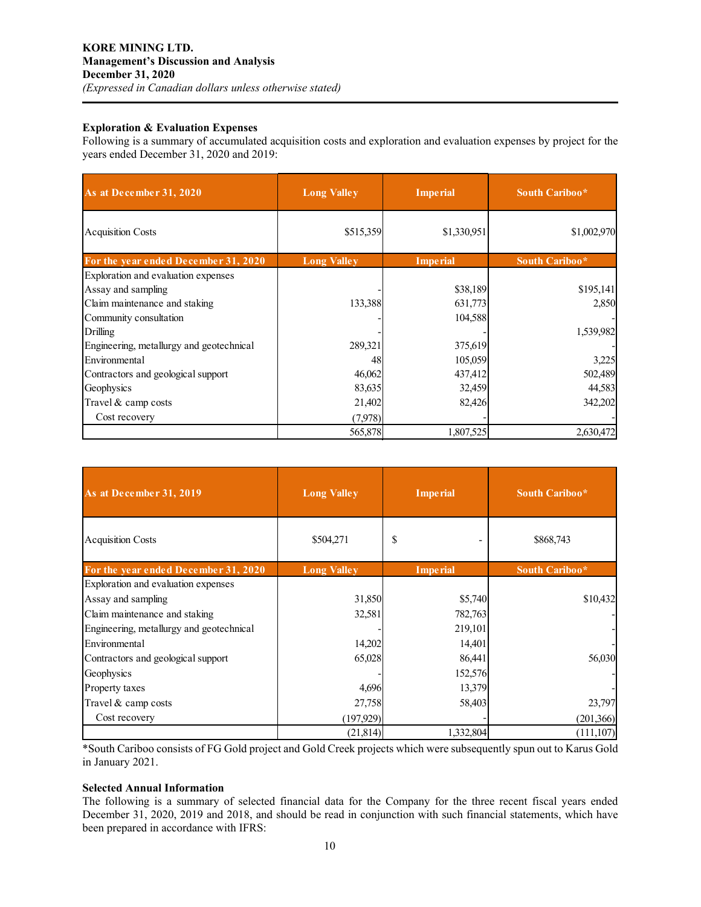KORE MINING LTD.
Management's Discussion and Analysis
December 31, 2020
*(Expressed in Canadian dollars unless otherwise stated)*

### Exploration & Evaluation Expenses

Following is a summary of accumulated acquisition costs and exploration and evaluation expenses by project for the years ended December 31, 2020 and 2019:

| As at December 31, 2020 | Long Valley | Imperial | South Cariboo* |
|---|---|---|---|
| Acquisition Costs | $515,359 | $1,330,951 | $1,002,970 |
| **For the year ended December 31, 2020** | **Long Valley** | **Imperial** | **South Cariboo*** |
| Exploration and evaluation expenses | | | |
| Assay and sampling | - | $38,189 | $195,141 |
| Claim maintenance and staking | 133,388 | 631,773 | 2,850 |
| Community consultation | - | 104,588 | - |
| Drilling | - | - | 1,539,982 |
| Engineering, metallurgy and geotechnical | 289,321 | 375,619 | - |
| Environmental | 48 | 105,059 | 3,225 |
| Contractors and geological support | 46,062 | 437,412 | 502,489 |
| Geophysics | 83,635 | 32,459 | 44,583 |
| Travel & camp costs | 21,402 | 82,426 | 342,202 |
| Cost recovery | (7,978) | - | - |
| | 565,878 | 1,807,525 | 2,630,472 |

| As at December 31, 2019 | Long Valley | Imperial | South Cariboo* |
|---|---|---|---|
| Acquisition Costs | $504,271 | $ - | $868,743 |
| **For the year ended December 31, 2020** | **Long Valley** | **Imperial** | **South Cariboo*** |
| Exploration and evaluation expenses | | | |
| Assay and sampling | 31,850 | $5,740 | $10,432 |
| Claim maintenance and staking | 32,581 | 782,763 | - |
| Engineering, metallurgy and geotechnical | - | 219,101 | - |
| Environmental | 14,202 | 14,401 | - |
| Contractors and geological support | 65,028 | 86,441 | 56,030 |
| Geophysics | - | 152,576 | - |
| Property taxes | 4,696 | 13,379 | - |
| Travel & camp costs | 27,758 | 58,403 | 23,797 |
| Cost recovery | (197,929) | - | (201,366) |
| | (21,814) | 1,332,804 | (111,107) |

*South Cariboo consists of FG Gold project and Gold Creek projects which were subsequently spun out to Karus Gold in January 2021.

### Selected Annual Information

The following is a summary of selected financial data for the Company for the three recent fiscal years ended December 31, 2020, 2019 and 2018, and should be read in conjunction with such financial statements, which have been prepared in accordance with IFRS: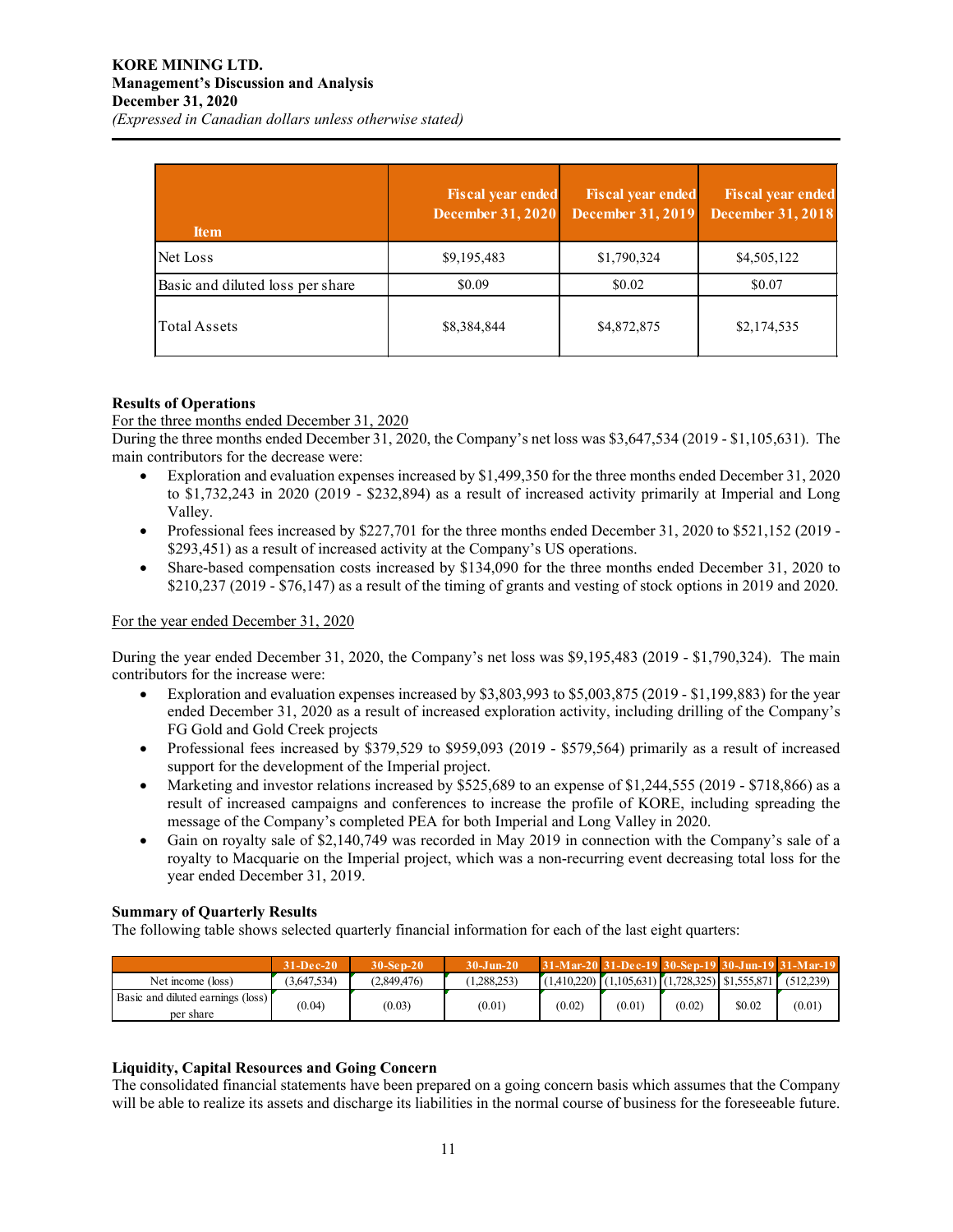| Item | Fiscal year ended December 31, 2020 | Fiscal year ended December 31, 2019 | Fiscal year ended December 31, 2018 |
|---|---|---|---|
| Net Loss | $9,195,483 | $1,790,324 | $4,505,122 |
| Basic and diluted loss per share | $0.09 | $0.02 | $0.07 |
| Total Assets | $8,384,844 | $4,872,875 | $2,174,535 |

**Results of Operations**

For the three months ended December 31, 2020

During the three months ended December 31, 2020, the Company's net loss was $3,647,534 (2019 - $1,105,631). The main contributors for the decrease were:

- Exploration and evaluation expenses increased by $1,499,350 for the three months ended December 31, 2020 to $1,732,243 in 2020 (2019 - $232,894) as a result of increased activity primarily at Imperial and Long Valley.
- Professional fees increased by $227,701 for the three months ended December 31, 2020 to $521,152 (2019 - $293,451) as a result of increased activity at the Company's US operations.
- Share-based compensation costs increased by $134,090 for the three months ended December 31, 2020 to $210,237 (2019 - $76,147) as a result of the timing of grants and vesting of stock options in 2019 and 2020.

For the year ended December 31, 2020

During the year ended December 31, 2020, the Company's net loss was $9,195,483 (2019 - $1,790,324). The main contributors for the increase were:

- Exploration and evaluation expenses increased by $3,803,993 to $5,003,875 (2019 - $1,199,883) for the year ended December 31, 2020 as a result of increased exploration activity, including drilling of the Company's FG Gold and Gold Creek projects
- Professional fees increased by $379,529 to $959,093 (2019 - $579,564) primarily as a result of increased support for the development of the Imperial project.
- Marketing and investor relations increased by $525,689 to an expense of $1,244,555 (2019 - $718,866) as a result of increased campaigns and conferences to increase the profile of KORE, including spreading the message of the Company's completed PEA for both Imperial and Long Valley in 2020.
- Gain on royalty sale of $2,140,749 was recorded in May 2019 in connection with the Company's sale of a royalty to Macquarie on the Imperial project, which was a non-recurring event decreasing total loss for the year ended December 31, 2019.

**Summary of Quarterly Results**

The following table shows selected quarterly financial information for each of the last eight quarters:

| | 31-Dec-20 | 30-Sep-20 | 30-Jun-20 | 31-Mar-20 | 31-Dec-19 | 30-Sep-19 | 30-Jun-19 | 31-Mar-19 |
|---|---|---|---|---|---|---|---|---|
| Net income (loss) | (3,647,534) | (2,849,476) | (1,288,253) | (1,410,220) | (1,105,631) | (1,728,325) | $1,555,871 | (512,239) |
| Basic and diluted earnings (loss) per share | (0.04) | (0.03) | (0.01) | (0.02) | (0.01) | (0.02) | $0.02 | (0.01) |

**Liquidity, Capital Resources and Going Concern**

The consolidated financial statements have been prepared on a going concern basis which assumes that the Company will be able to realize its assets and discharge its liabilities in the normal course of business for the foreseeable future.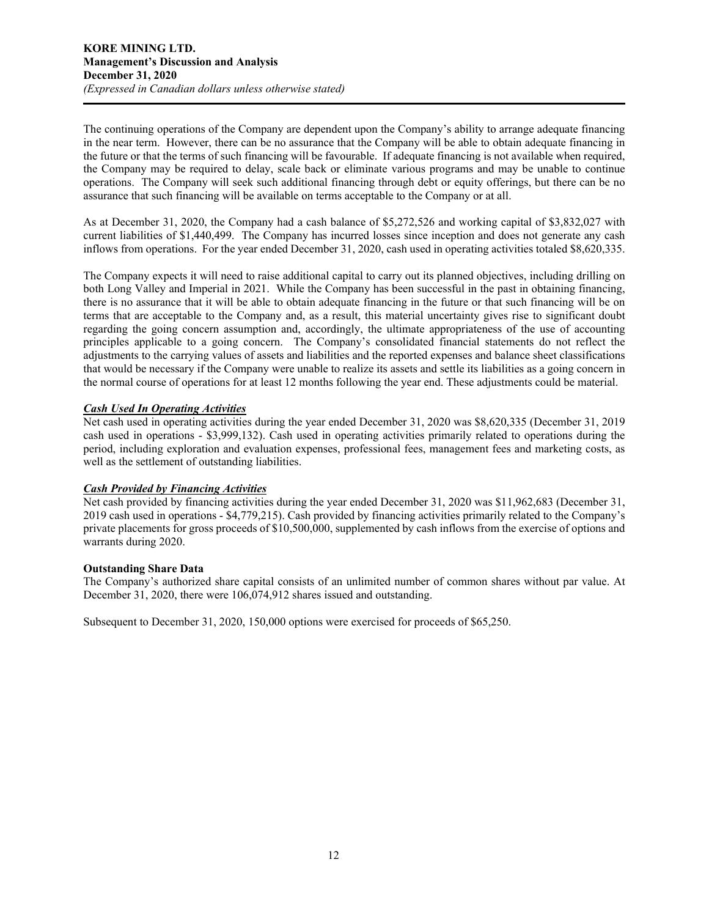The continuing operations of the Company are dependent upon the Company's ability to arrange adequate financing in the near term. However, there can be no assurance that the Company will be able to obtain adequate financing in the future or that the terms of such financing will be favourable. If adequate financing is not available when required, the Company may be required to delay, scale back or eliminate various programs and may be unable to continue operations. The Company will seek such additional financing through debt or equity offerings, but there can be no assurance that such financing will be available on terms acceptable to the Company or at all.

As at December 31, 2020, the Company had a cash balance of $5,272,526 and working capital of $3,832,027 with current liabilities of $1,440,499. The Company has incurred losses since inception and does not generate any cash inflows from operations. For the year ended December 31, 2020, cash used in operating activities totaled $8,620,335.

The Company expects it will need to raise additional capital to carry out its planned objectives, including drilling on both Long Valley and Imperial in 2021. While the Company has been successful in the past in obtaining financing, there is no assurance that it will be able to obtain adequate financing in the future or that such financing will be on terms that are acceptable to the Company and, as a result, this material uncertainty gives rise to significant doubt regarding the going concern assumption and, accordingly, the ultimate appropriateness of the use of accounting principles applicable to a going concern. The Company's consolidated financial statements do not reflect the adjustments to the carrying values of assets and liabilities and the reported expenses and balance sheet classifications that would be necessary if the Company were unable to realize its assets and settle its liabilities as a going concern in the normal course of operations for at least 12 months following the year end. These adjustments could be material.

***Cash Used In Operating Activities***

Net cash used in operating activities during the year ended December 31, 2020 was $8,620,335 (December 31, 2019 cash used in operations - $3,999,132). Cash used in operating activities primarily related to operations during the period, including exploration and evaluation expenses, professional fees, management fees and marketing costs, as well as the settlement of outstanding liabilities.

***Cash Provided by Financing Activities***

Net cash provided by financing activities during the year ended December 31, 2020 was $11,962,683 (December 31, 2019 cash used in operations - $4,779,215). Cash provided by financing activities primarily related to the Company's private placements for gross proceeds of $10,500,000, supplemented by cash inflows from the exercise of options and warrants during 2020.

**Outstanding Share Data**

The Company's authorized share capital consists of an unlimited number of common shares without par value. At December 31, 2020, there were 106,074,912 shares issued and outstanding.

Subsequent to December 31, 2020, 150,000 options were exercised for proceeds of $65,250.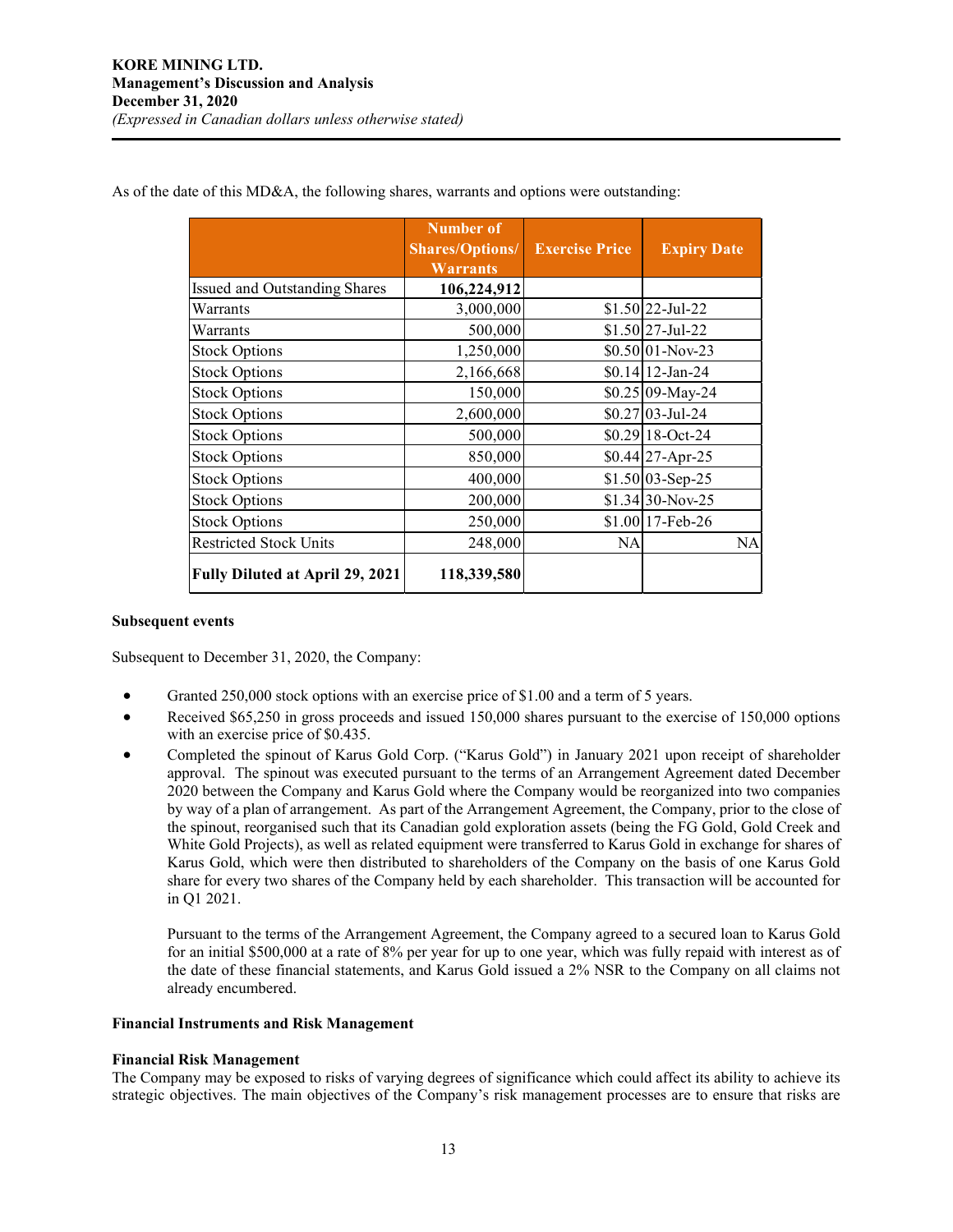As of the date of this MD&A, the following shares, warrants and options were outstanding:

| | Number of Shares/Options/ Warrants | Exercise Price | Expiry Date |
|---|---|---|---|
| Issued and Outstanding Shares | **106,224,912** | | |
| Warrants | 3,000,000 | $1.50 | 22-Jul-22 |
| Warrants | 500,000 | $1.50 | 27-Jul-22 |
| Stock Options | 1,250,000 | $0.50 | 01-Nov-23 |
| Stock Options | 2,166,668 | $0.14 | 12-Jan-24 |
| Stock Options | 150,000 | $0.25 | 09-May-24 |
| Stock Options | 2,600,000 | $0.27 | 03-Jul-24 |
| Stock Options | 500,000 | $0.29 | 18-Oct-24 |
| Stock Options | 850,000 | $0.44 | 27-Apr-25 |
| Stock Options | 400,000 | $1.50 | 03-Sep-25 |
| Stock Options | 200,000 | $1.34 | 30-Nov-25 |
| Stock Options | 250,000 | $1.00 | 17-Feb-26 |
| Restricted Stock Units | 248,000 | NA | NA |
| **Fully Diluted at April 29, 2021** | **118,339,580** | | |

**Subsequent events**

Subsequent to December 31, 2020, the Company:

- Granted 250,000 stock options with an exercise price of $1.00 and a term of 5 years.
- Received $65,250 in gross proceeds and issued 150,000 shares pursuant to the exercise of 150,000 options with an exercise price of $0.435.
- Completed the spinout of Karus Gold Corp. ("Karus Gold") in January 2021 upon receipt of shareholder approval. The spinout was executed pursuant to the terms of an Arrangement Agreement dated December 2020 between the Company and Karus Gold where the Company would be reorganized into two companies by way of a plan of arrangement. As part of the Arrangement Agreement, the Company, prior to the close of the spinout, reorganised such that its Canadian gold exploration assets (being the FG Gold, Gold Creek and White Gold Projects), as well as related equipment were transferred to Karus Gold in exchange for shares of Karus Gold, which were then distributed to shareholders of the Company on the basis of one Karus Gold share for every two shares of the Company held by each shareholder. This transaction will be accounted for in Q1 2021.

  Pursuant to the terms of the Arrangement Agreement, the Company agreed to a secured loan to Karus Gold for an initial $500,000 at a rate of 8% per year for up to one year, which was fully repaid with interest as of the date of these financial statements, and Karus Gold issued a 2% NSR to the Company on all claims not already encumbered.

**Financial Instruments and Risk Management**

**Financial Risk Management**

The Company may be exposed to risks of varying degrees of significance which could affect its ability to achieve its strategic objectives. The main objectives of the Company's risk management processes are to ensure that risks are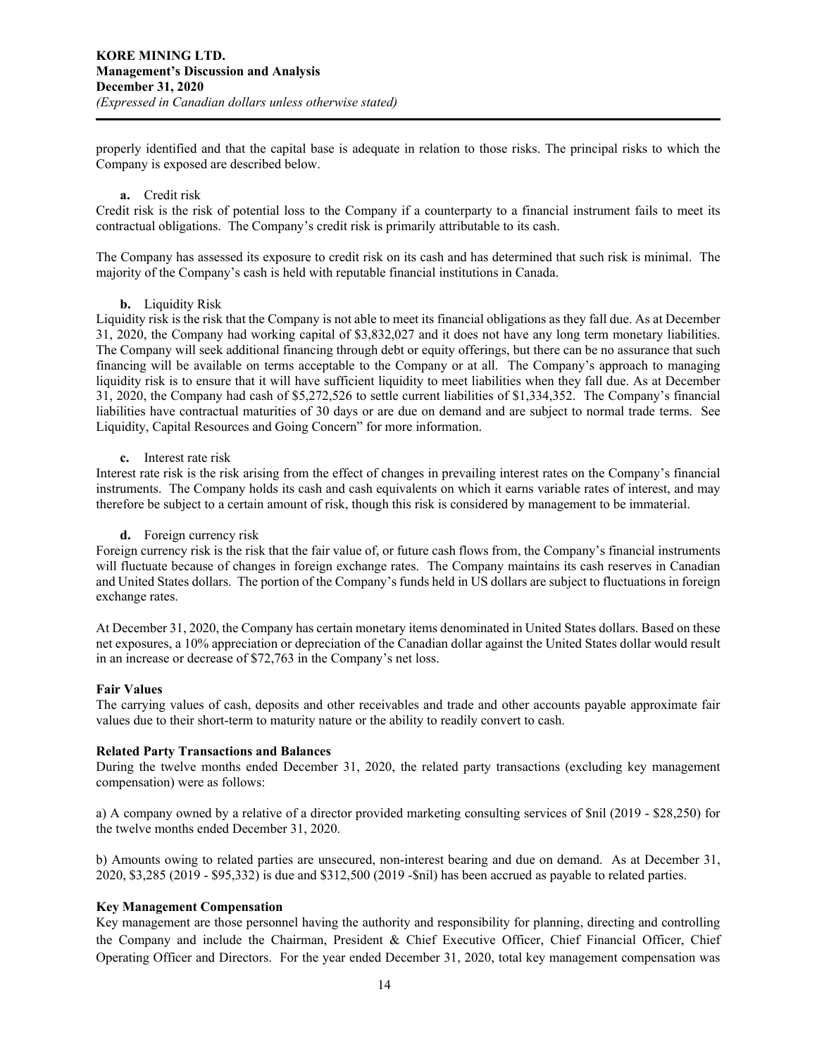properly identified and that the capital base is adequate in relation to those risks. The principal risks to which the Company is exposed are described below.

**a.** Credit risk

Credit risk is the risk of potential loss to the Company if a counterparty to a financial instrument fails to meet its contractual obligations. The Company's credit risk is primarily attributable to its cash.

The Company has assessed its exposure to credit risk on its cash and has determined that such risk is minimal. The majority of the Company's cash is held with reputable financial institutions in Canada.

**b.** Liquidity Risk

Liquidity risk is the risk that the Company is not able to meet its financial obligations as they fall due. As at December 31, 2020, the Company had working capital of $3,832,027 and it does not have any long term monetary liabilities. The Company will seek additional financing through debt or equity offerings, but there can be no assurance that such financing will be available on terms acceptable to the Company or at all. The Company's approach to managing liquidity risk is to ensure that it will have sufficient liquidity to meet liabilities when they fall due. As at December 31, 2020, the Company had cash of $5,272,526 to settle current liabilities of $1,334,352. The Company's financial liabilities have contractual maturities of 30 days or are due on demand and are subject to normal trade terms. See Liquidity, Capital Resources and Going Concern" for more information.

**c.** Interest rate risk

Interest rate risk is the risk arising from the effect of changes in prevailing interest rates on the Company's financial instruments. The Company holds its cash and cash equivalents on which it earns variable rates of interest, and may therefore be subject to a certain amount of risk, though this risk is considered by management to be immaterial.

**d.** Foreign currency risk

Foreign currency risk is the risk that the fair value of, or future cash flows from, the Company's financial instruments will fluctuate because of changes in foreign exchange rates. The Company maintains its cash reserves in Canadian and United States dollars. The portion of the Company's funds held in US dollars are subject to fluctuations in foreign exchange rates.

At December 31, 2020, the Company has certain monetary items denominated in United States dollars. Based on these net exposures, a 10% appreciation or depreciation of the Canadian dollar against the United States dollar would result in an increase or decrease of $72,763 in the Company's net loss.

**Fair Values**

The carrying values of cash, deposits and other receivables and trade and other accounts payable approximate fair values due to their short-term to maturity nature or the ability to readily convert to cash.

**Related Party Transactions and Balances**

During the twelve months ended December 31, 2020, the related party transactions (excluding key management compensation) were as follows:

a) A company owned by a relative of a director provided marketing consulting services of $nil (2019 - $28,250) for the twelve months ended December 31, 2020.

b) Amounts owing to related parties are unsecured, non-interest bearing and due on demand. As at December 31, 2020, $3,285 (2019 - $95,332) is due and $312,500 (2019 -$nil) has been accrued as payable to related parties.

**Key Management Compensation**

Key management are those personnel having the authority and responsibility for planning, directing and controlling the Company and include the Chairman, President & Chief Executive Officer, Chief Financial Officer, Chief Operating Officer and Directors. For the year ended December 31, 2020, total key management compensation was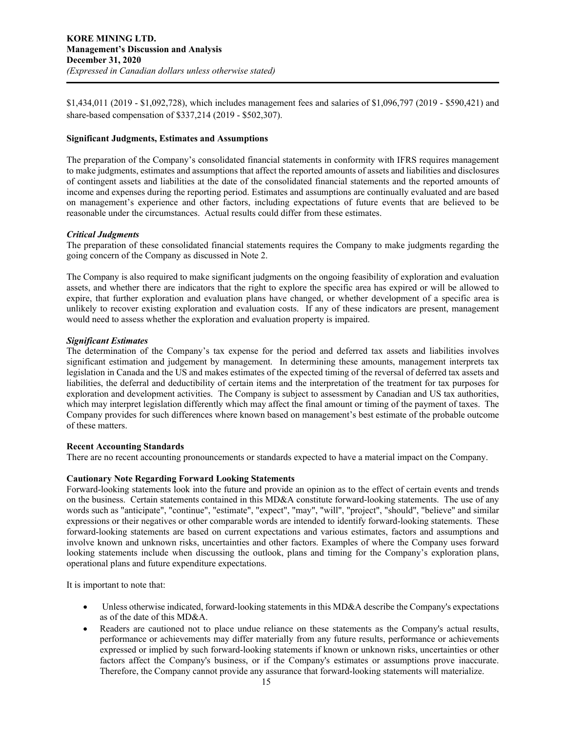$1,434,011 (2019 - $1,092,728), which includes management fees and salaries of $1,096,797 (2019 - $590,421) and share-based compensation of $337,214 (2019 - $502,307).

**Significant Judgments, Estimates and Assumptions**

The preparation of the Company's consolidated financial statements in conformity with IFRS requires management to make judgments, estimates and assumptions that affect the reported amounts of assets and liabilities and disclosures of contingent assets and liabilities at the date of the consolidated financial statements and the reported amounts of income and expenses during the reporting period. Estimates and assumptions are continually evaluated and are based on management's experience and other factors, including expectations of future events that are believed to be reasonable under the circumstances. Actual results could differ from these estimates.

***Critical Judgments***

The preparation of these consolidated financial statements requires the Company to make judgments regarding the going concern of the Company as discussed in Note 2.

The Company is also required to make significant judgments on the ongoing feasibility of exploration and evaluation assets, and whether there are indicators that the right to explore the specific area has expired or will be allowed to expire, that further exploration and evaluation plans have changed, or whether development of a specific area is unlikely to recover existing exploration and evaluation costs. If any of these indicators are present, management would need to assess whether the exploration and evaluation property is impaired.

***Significant Estimates***

The determination of the Company's tax expense for the period and deferred tax assets and liabilities involves significant estimation and judgement by management. In determining these amounts, management interprets tax legislation in Canada and the US and makes estimates of the expected timing of the reversal of deferred tax assets and liabilities, the deferral and deductibility of certain items and the interpretation of the treatment for tax purposes for exploration and development activities. The Company is subject to assessment by Canadian and US tax authorities, which may interpret legislation differently which may affect the final amount or timing of the payment of taxes. The Company provides for such differences where known based on management's best estimate of the probable outcome of these matters.

**Recent Accounting Standards**

There are no recent accounting pronouncements or standards expected to have a material impact on the Company.

**Cautionary Note Regarding Forward Looking Statements**

Forward-looking statements look into the future and provide an opinion as to the effect of certain events and trends on the business. Certain statements contained in this MD&A constitute forward-looking statements. The use of any words such as "anticipate", "continue", "estimate", "expect", "may", "will", "project", "should", "believe" and similar expressions or their negatives or other comparable words are intended to identify forward-looking statements. These forward-looking statements are based on current expectations and various estimates, factors and assumptions and involve known and unknown risks, uncertainties and other factors. Examples of where the Company uses forward looking statements include when discussing the outlook, plans and timing for the Company's exploration plans, operational plans and future expenditure expectations.

It is important to note that:

- Unless otherwise indicated, forward-looking statements in this MD&A describe the Company's expectations as of the date of this MD&A.
- Readers are cautioned not to place undue reliance on these statements as the Company's actual results, performance or achievements may differ materially from any future results, performance or achievements expressed or implied by such forward-looking statements if known or unknown risks, uncertainties or other factors affect the Company's business, or if the Company's estimates or assumptions prove inaccurate. Therefore, the Company cannot provide any assurance that forward-looking statements will materialize.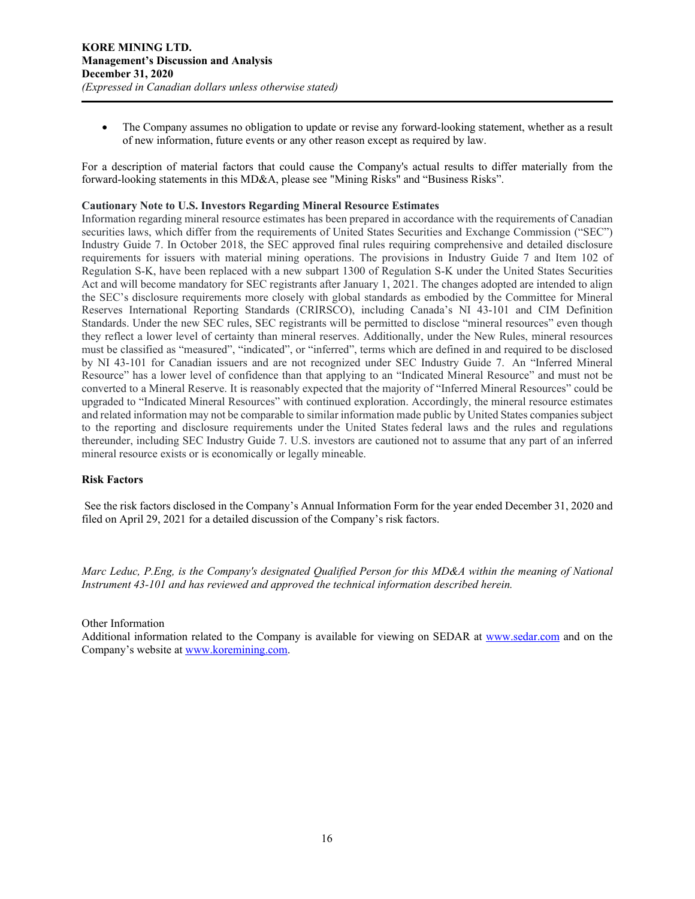- The Company assumes no obligation to update or revise any forward-looking statement, whether as a result of new information, future events or any other reason except as required by law.

For a description of material factors that could cause the Company's actual results to differ materially from the forward-looking statements in this MD&A, please see "Mining Risks" and "Business Risks".

**Cautionary Note to U.S. Investors Regarding Mineral Resource Estimates**

Information regarding mineral resource estimates has been prepared in accordance with the requirements of Canadian securities laws, which differ from the requirements of United States Securities and Exchange Commission ("SEC") Industry Guide 7. In October 2018, the SEC approved final rules requiring comprehensive and detailed disclosure requirements for issuers with material mining operations. The provisions in Industry Guide 7 and Item 102 of Regulation S-K, have been replaced with a new subpart 1300 of Regulation S-K under the United States Securities Act and will become mandatory for SEC registrants after January 1, 2021. The changes adopted are intended to align the SEC's disclosure requirements more closely with global standards as embodied by the Committee for Mineral Reserves International Reporting Standards (CRIRSCO), including Canada's NI 43-101 and CIM Definition Standards. Under the new SEC rules, SEC registrants will be permitted to disclose "mineral resources" even though they reflect a lower level of certainty than mineral reserves. Additionally, under the New Rules, mineral resources must be classified as "measured", "indicated", or "inferred", terms which are defined in and required to be disclosed by NI 43-101 for Canadian issuers and are not recognized under SEC Industry Guide 7. An "Inferred Mineral Resource" has a lower level of confidence than that applying to an "Indicated Mineral Resource" and must not be converted to a Mineral Reserve. It is reasonably expected that the majority of "Inferred Mineral Resources" could be upgraded to "Indicated Mineral Resources" with continued exploration. Accordingly, the mineral resource estimates and related information may not be comparable to similar information made public by United States companies subject to the reporting and disclosure requirements under the United States federal laws and the rules and regulations thereunder, including SEC Industry Guide 7. U.S. investors are cautioned not to assume that any part of an inferred mineral resource exists or is economically or legally mineable.

**Risk Factors**

See the risk factors disclosed in the Company's Annual Information Form for the year ended December 31, 2020 and filed on April 29, 2021 for a detailed discussion of the Company's risk factors.

*Marc Leduc, P.Eng, is the Company's designated Qualified Person for this MD&A within the meaning of National Instrument 43-101 and has reviewed and approved the technical information described herein.*

Other Information

Additional information related to the Company is available for viewing on SEDAR at www.sedar.com and on the Company's website at www.koremining.com.